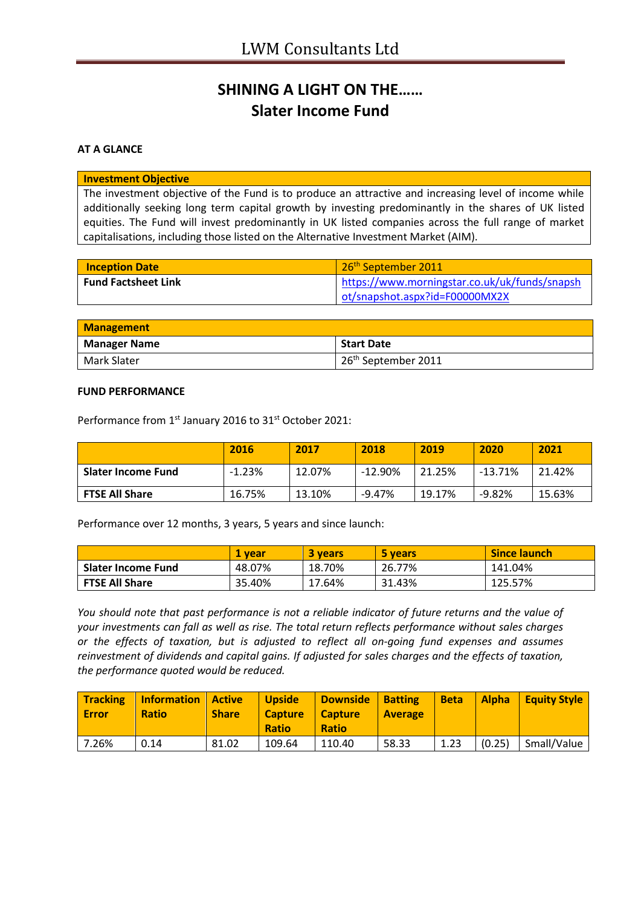# LWM Consultants Ltd

## SHINING A LIGHT ON THE……
## Slater Income Fund

**AT A GLANCE**

| **Investment Objective** |
| --- |
| The investment objective of the Fund is to produce an attractive and increasing level of income while additionally seeking long term capital growth by investing predominantly in the shares of UK listed equities. The Fund will invest predominantly in UK listed companies across the full range of market capitalisations, including those listed on the Alternative Investment Market (AIM). |

| **Inception Date** | 26th September 2011 |
| --- | --- |
| **Fund Factsheet Link** | https://www.morningstar.co.uk/uk/funds/snapshot/snapshot.aspx?id=F00000MX2X |

| **Management** | |
| --- | --- |
| **Manager Name** | **Start Date** |
| Mark Slater | 26th September 2011 |

**FUND PERFORMANCE**

Performance from 1st January 2016 to 31st October 2021:

| | 2016 | 2017 | 2018 | 2019 | 2020 | 2021 |
| --- | --- | --- | --- | --- | --- | --- |
| **Slater Income Fund** | -1.23% | 12.07% | -12.90% | 21.25% | -13.71% | 21.42% |
| **FTSE All Share** | 16.75% | 13.10% | -9.47% | 19.17% | -9.82% | 15.63% |

Performance over 12 months, 3 years, 5 years and since launch:

| | 1 year | 3 years | 5 years | Since launch |
| --- | --- | --- | --- | --- |
| **Slater Income Fund** | 48.07% | 18.70% | 26.77% | 141.04% |
| **FTSE All Share** | 35.40% | 17.64% | 31.43% | 125.57% |

*You should note that past performance is not a reliable indicator of future returns and the value of your investments can fall as well as rise. The total return reflects performance without sales charges or the effects of taxation, but is adjusted to reflect all on-going fund expenses and assumes reinvestment of dividends and capital gains. If adjusted for sales charges and the effects of taxation, the performance quoted would be reduced.*

| Tracking Error | Information Ratio | Active Share | Upside Capture Ratio | Downside Capture Ratio | Batting Average | Beta | Alpha | Equity Style |
| --- | --- | --- | --- | --- | --- | --- | --- | --- |
| 7.26% | 0.14 | 81.02 | 109.64 | 110.40 | 58.33 | 1.23 | (0.25) | Small/Value |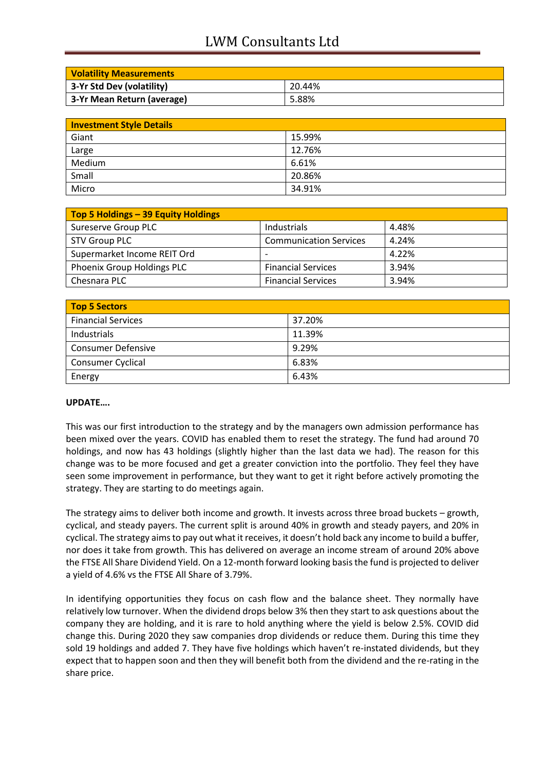| Volatility Measurements | |
|---|---|
| 3-Yr Std Dev (volatility) | 20.44% |
| 3-Yr Mean Return (average) | 5.88% |

| Investment Style Details | |
|---|---|
| Giant | 15.99% |
| Large | 12.76% |
| Medium | 6.61% |
| Small | 20.86% |
| Micro | 34.91% |

| Top 5 Holdings – 39 Equity Holdings | | |
|---|---|---|
| Sureserve Group PLC | Industrials | 4.48% |
| STV Group PLC | Communication Services | 4.24% |
| Supermarket Income REIT Ord | - | 4.22% |
| Phoenix Group Holdings PLC | Financial Services | 3.94% |
| Chesnara PLC | Financial Services | 3.94% |

| Top 5 Sectors | |
|---|---|
| Financial Services | 37.20% |
| Industrials | 11.39% |
| Consumer Defensive | 9.29% |
| Consumer Cyclical | 6.83% |
| Energy | 6.43% |

**UPDATE….**

This was our first introduction to the strategy and by the managers own admission performance has been mixed over the years. COVID has enabled them to reset the strategy. The fund had around 70 holdings, and now has 43 holdings (slightly higher than the last data we had). The reason for this change was to be more focused and get a greater conviction into the portfolio. They feel they have seen some improvement in performance, but they want to get it right before actively promoting the strategy. They are starting to do meetings again.

The strategy aims to deliver both income and growth. It invests across three broad buckets – growth, cyclical, and steady payers. The current split is around 40% in growth and steady payers, and 20% in cyclical. The strategy aims to pay out what it receives, it doesn't hold back any income to build a buffer, nor does it take from growth. This has delivered on average an income stream of around 20% above the FTSE All Share Dividend Yield. On a 12-month forward looking basis the fund is projected to deliver a yield of 4.6% vs the FTSE All Share of 3.79%.

In identifying opportunities they focus on cash flow and the balance sheet. They normally have relatively low turnover. When the dividend drops below 3% then they start to ask questions about the company they are holding, and it is rare to hold anything where the yield is below 2.5%. COVID did change this. During 2020 they saw companies drop dividends or reduce them. During this time they sold 19 holdings and added 7. They have five holdings which haven't re-instated dividends, but they expect that to happen soon and then they will benefit both from the dividend and the re-rating in the share price.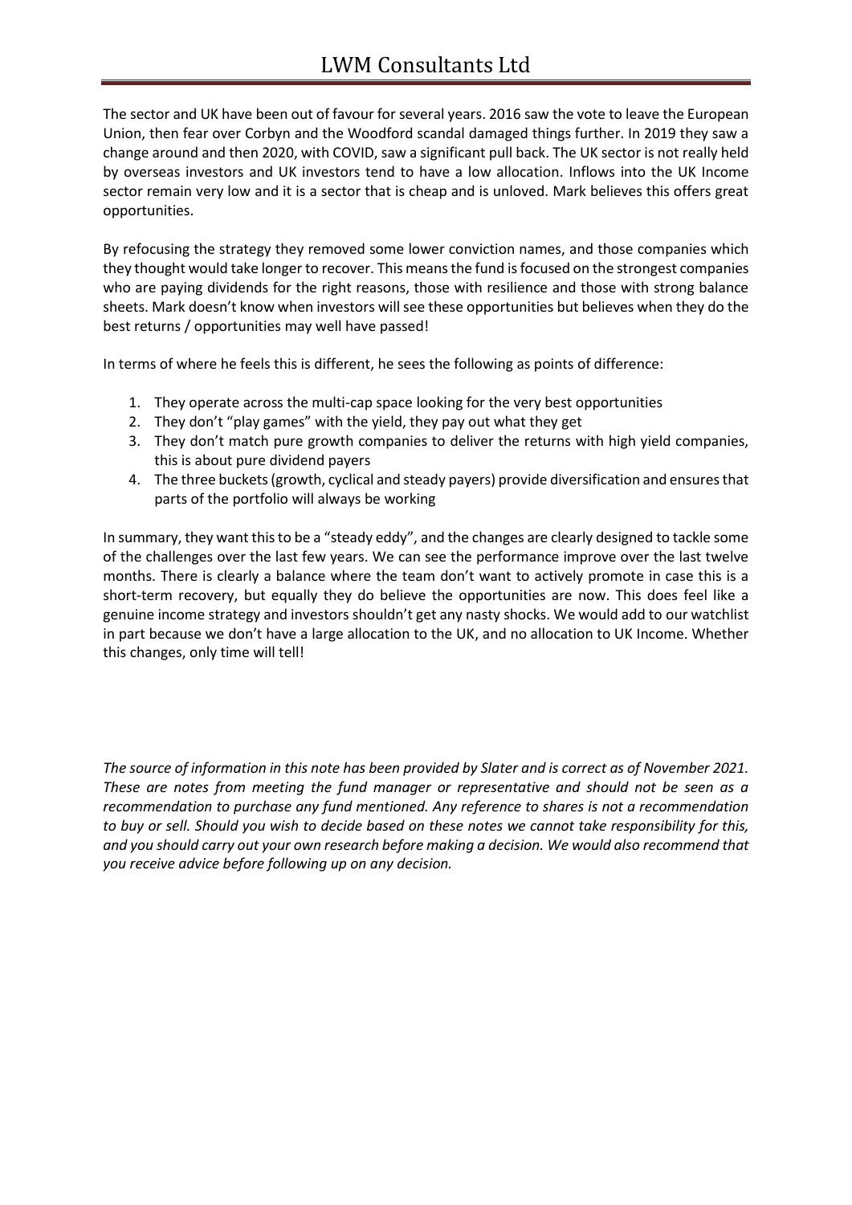The sector and UK have been out of favour for several years. 2016 saw the vote to leave the European Union, then fear over Corbyn and the Woodford scandal damaged things further. In 2019 they saw a change around and then 2020, with COVID, saw a significant pull back. The UK sector is not really held by overseas investors and UK investors tend to have a low allocation. Inflows into the UK Income sector remain very low and it is a sector that is cheap and is unloved. Mark believes this offers great opportunities.

By refocusing the strategy they removed some lower conviction names, and those companies which they thought would take longer to recover. This means the fund is focused on the strongest companies who are paying dividends for the right reasons, those with resilience and those with strong balance sheets. Mark doesn't know when investors will see these opportunities but believes when they do the best returns / opportunities may well have passed!

In terms of where he feels this is different, he sees the following as points of difference:

1. They operate across the multi-cap space looking for the very best opportunities
2. They don't "play games" with the yield, they pay out what they get
3. They don't match pure growth companies to deliver the returns with high yield companies, this is about pure dividend payers
4. The three buckets (growth, cyclical and steady payers) provide diversification and ensures that parts of the portfolio will always be working

In summary, they want this to be a "steady eddy", and the changes are clearly designed to tackle some of the challenges over the last few years. We can see the performance improve over the last twelve months. There is clearly a balance where the team don't want to actively promote in case this is a short-term recovery, but equally they do believe the opportunities are now. This does feel like a genuine income strategy and investors shouldn't get any nasty shocks. We would add to our watchlist in part because we don't have a large allocation to the UK, and no allocation to UK Income. Whether this changes, only time will tell!

*The source of information in this note has been provided by Slater and is correct as of November 2021. These are notes from meeting the fund manager or representative and should not be seen as a recommendation to purchase any fund mentioned. Any reference to shares is not a recommendation to buy or sell. Should you wish to decide based on these notes we cannot take responsibility for this, and you should carry out your own research before making a decision. We would also recommend that you receive advice before following up on any decision.*